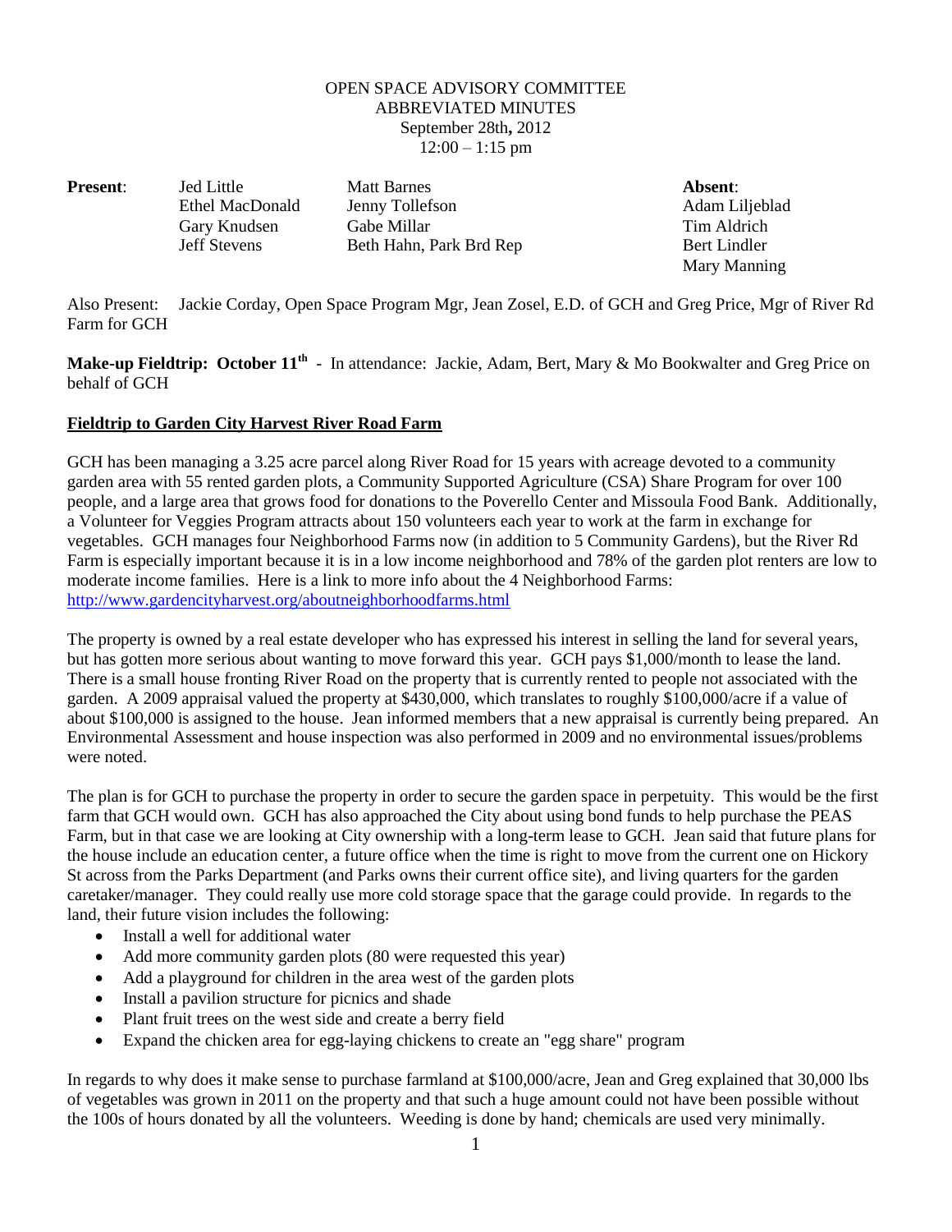# OPEN SPACE ADVISORY COMMITTEE
## ABBREVIATED MINUTES
September 28th**,** 2012
12:00 – 1:15 pm

| **Present**: | | | **Absent**: |
|---|---|---|---|
| | Jed Little | Matt Barnes | Adam Liljeblad |
| | Ethel MacDonald | Jenny Tollefson | Tim Aldrich |
| | Gary Knudsen | Gabe Millar | Bert Lindler |
| | Jeff Stevens | Beth Hahn, Park Brd Rep | Mary Manning |

Also Present: Jackie Corday, Open Space Program Mgr, Jean Zosel, E.D. of GCH and Greg Price, Mgr of River Rd Farm for GCH

**Make-up Fieldtrip: October 11th** - In attendance: Jackie, Adam, Bert, Mary & Mo Bookwalter and Greg Price on behalf of GCH

**Fieldtrip to Garden City Harvest River Road Farm**

GCH has been managing a 3.25 acre parcel along River Road for 15 years with acreage devoted to a community garden area with 55 rented garden plots, a Community Supported Agriculture (CSA) Share Program for over 100 people, and a large area that grows food for donations to the Poverello Center and Missoula Food Bank. Additionally, a Volunteer for Veggies Program attracts about 150 volunteers each year to work at the farm in exchange for vegetables. GCH manages four Neighborhood Farms now (in addition to 5 Community Gardens), but the River Rd Farm is especially important because it is in a low income neighborhood and 78% of the garden plot renters are low to moderate income families. Here is a link to more info about the 4 Neighborhood Farms: http://www.gardencityharvest.org/aboutneighborhoodfarms.html

The property is owned by a real estate developer who has expressed his interest in selling the land for several years, but has gotten more serious about wanting to move forward this year. GCH pays $1,000/month to lease the land. There is a small house fronting River Road on the property that is currently rented to people not associated with the garden. A 2009 appraisal valued the property at $430,000, which translates to roughly $100,000/acre if a value of about $100,000 is assigned to the house. Jean informed members that a new appraisal is currently being prepared. An Environmental Assessment and house inspection was also performed in 2009 and no environmental issues/problems were noted.

The plan is for GCH to purchase the property in order to secure the garden space in perpetuity. This would be the first farm that GCH would own. GCH has also approached the City about using bond funds to help purchase the PEAS Farm, but in that case we are looking at City ownership with a long-term lease to GCH. Jean said that future plans for the house include an education center, a future office when the time is right to move from the current one on Hickory St across from the Parks Department (and Parks owns their current office site), and living quarters for the garden caretaker/manager. They could really use more cold storage space that the garage could provide. In regards to the land, their future vision includes the following:

- Install a well for additional water
- Add more community garden plots (80 were requested this year)
- Add a playground for children in the area west of the garden plots
- Install a pavilion structure for picnics and shade
- Plant fruit trees on the west side and create a berry field
- Expand the chicken area for egg-laying chickens to create an "egg share" program

In regards to why does it make sense to purchase farmland at $100,000/acre, Jean and Greg explained that 30,000 lbs of vegetables was grown in 2011 on the property and that such a huge amount could not have been possible without the 100s of hours donated by all the volunteers. Weeding is done by hand; chemicals are used very minimally.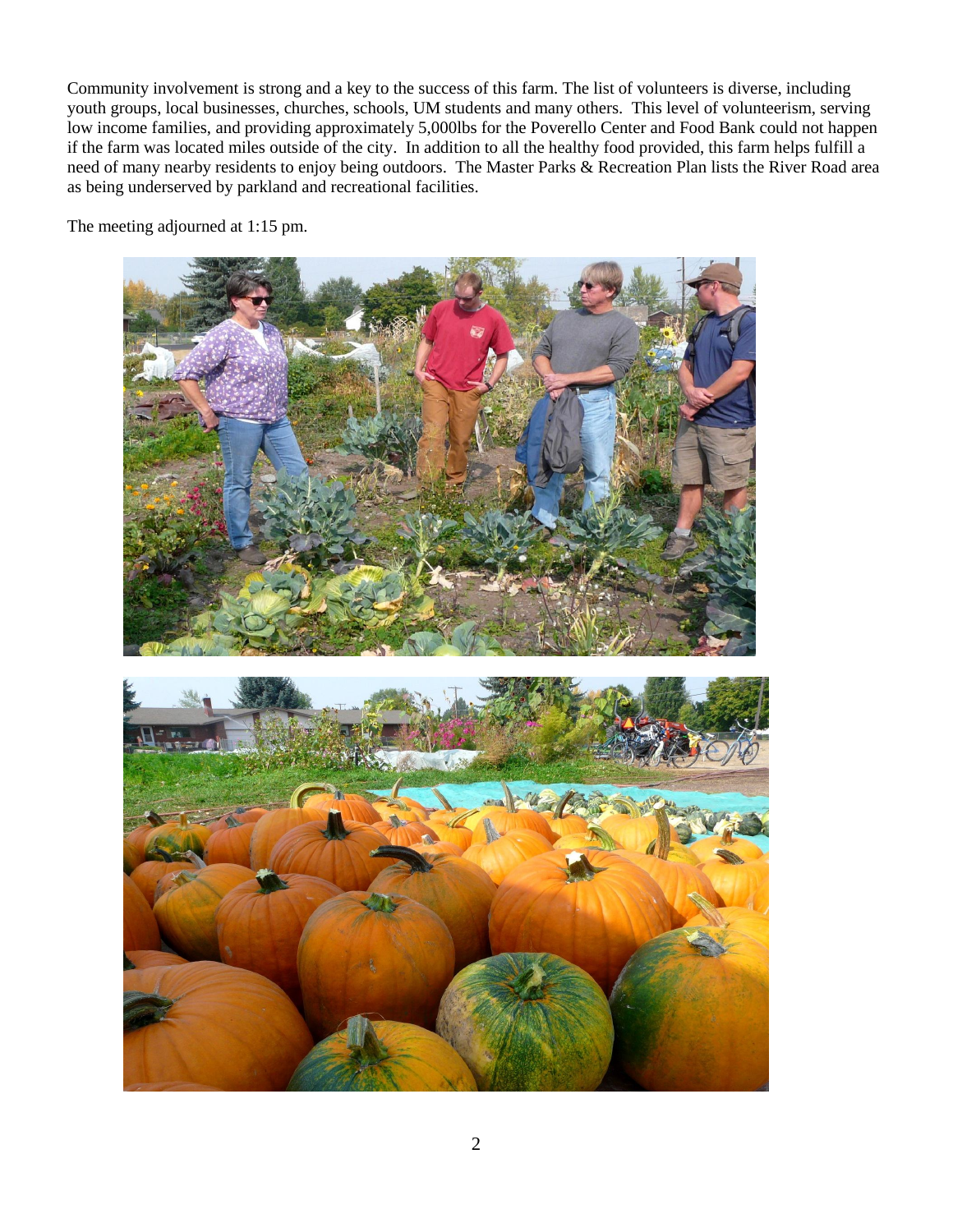Community involvement is strong and a key to the success of this farm. The list of volunteers is diverse, including youth groups, local businesses, churches, schools, UM students and many others. This level of volunteerism, serving low income families, and providing approximately 5,000lbs for the Poverello Center and Food Bank could not happen if the farm was located miles outside of the city. In addition to all the healthy food provided, this farm helps fulfill a need of many nearby residents to enjoy being outdoors. The Master Parks & Recreation Plan lists the River Road area as being underserved by parkland and recreational facilities.

The meeting adjourned at 1:15 pm.